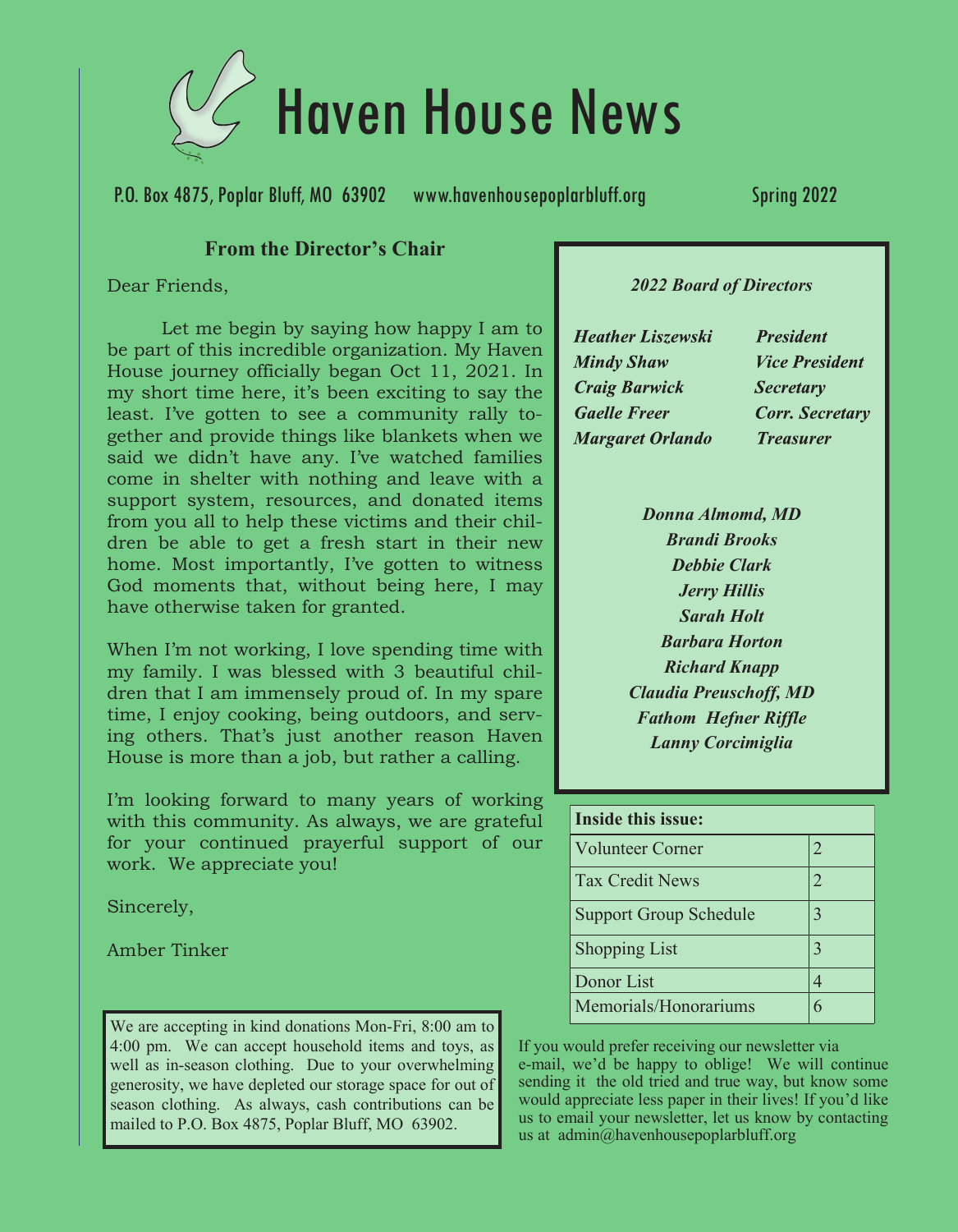# Haven House News

P.O. Box 4875, Poplar Bluff, MO 63902 www.havenhousepoplarbluff.org Spring 2022

## From the Director's Chair

Dear Friends,

Let me begin by saying how happy I am to be part of this incredible organization. My Haven House journey officially began Oct 11, 2021. In my short time here, it's been exciting to say the least. I've gotten to see a community rally together and provide things like blankets when we said we didn't have any. I've watched families come in shelter with nothing and leave with a support system, resources, and donated items from you all to help these victims and their children be able to get a fresh start in their new home. Most importantly, I've gotten to witness God moments that, without being here, I may have otherwise taken for granted.

When I'm not working, I love spending time with my family. I was blessed with 3 beautiful children that I am immensely proud of. In my spare time, I enjoy cooking, being outdoors, and serving others. That's just another reason Haven House is more than a job, but rather a calling.

I'm looking forward to many years of working with this community. As always, we are grateful for your continued prayerful support of our work. We appreciate you!

Sincerely,

Amber Tinker

We are accepting in kind donations Mon-Fri, 8:00 am to 4:00 pm. We can accept household items and toys, as well as in-season clothing. Due to your overwhelming generosity, we have depleted our storage space for out of season clothing. As always, cash contributions can be mailed to P.O. Box 4875, Poplar Bluff, MO 63902.

***2022 Board of Directors***

| | |
|---|---|
| ***Heather Liszewski*** | ***President*** |
| ***Mindy Shaw*** | ***Vice President*** |
| ***Craig Barwick*** | ***Secretary*** |
| ***Gaelle Freer*** | ***Corr. Secretary*** |
| ***Margaret Orlando*** | ***Treasurer*** |

***Donna Almomd, MD***
***Brandi Brooks***
***Debbie Clark***
***Jerry Hillis***
***Sarah Holt***
***Barbara Horton***
***Richard Knapp***
***Claudia Preuschoff, MD***
***Fathom Hefner Riffle***
***Lanny Corcimiglia***

| **Inside this issue:** | |
|---|---|
| Volunteer Corner | 2 |
| Tax Credit News | 2 |
| Support Group Schedule | 3 |
| Shopping List | 3 |
| Donor List | 4 |
| Memorials/Honorariums | 6 |

If you would prefer receiving our newsletter via e-mail, we'd be happy to oblige! We will continue sending it the old tried and true way, but know some would appreciate less paper in their lives! If you'd like us to email your newsletter, let us know by contacting us at admin@havenhousepoplarbluff.org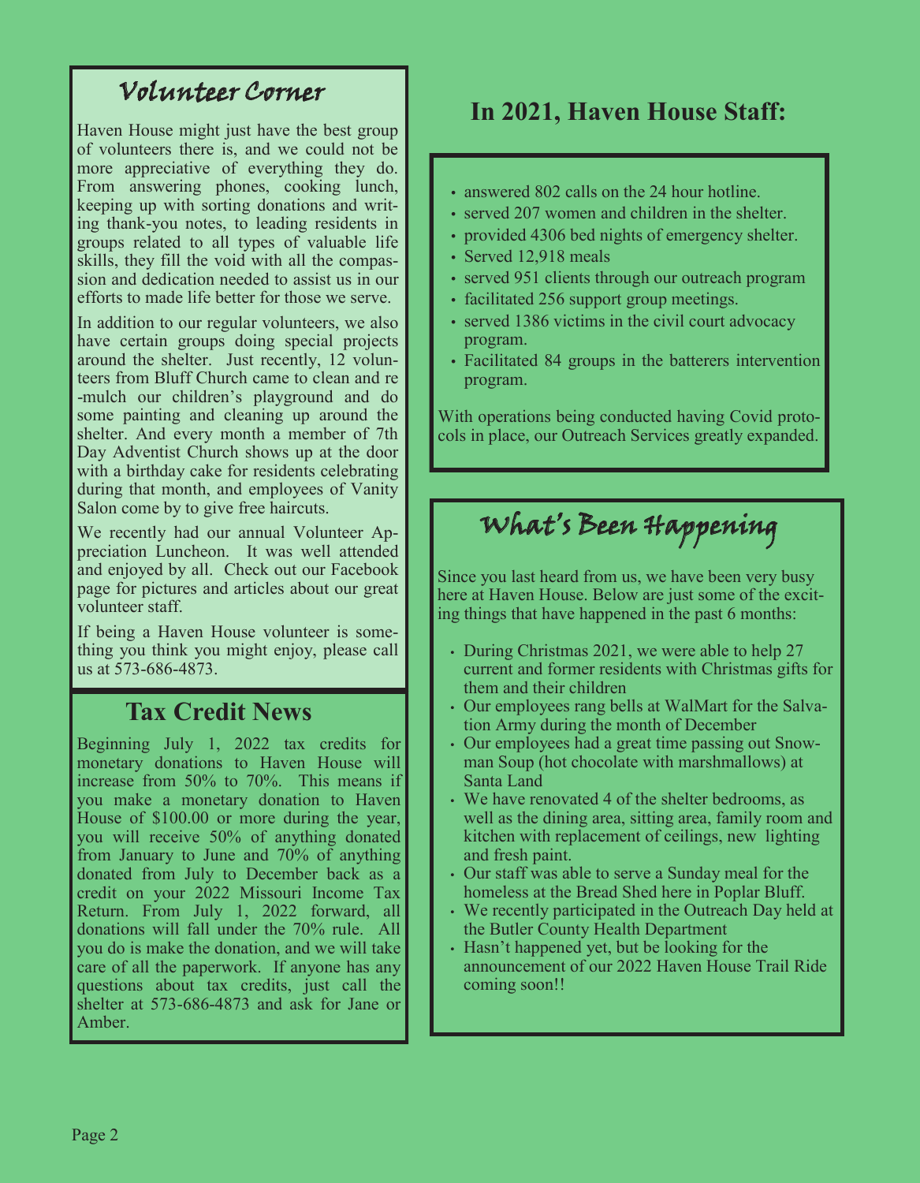## Volunteer Corner

Haven House might just have the best group of volunteers there is, and we could not be more appreciative of everything they do. From answering phones, cooking lunch, keeping up with sorting donations and writing thank-you notes, to leading residents in groups related to all types of valuable life skills, they fill the void with all the compassion and dedication needed to assist us in our efforts to made life better for those we serve.

In addition to our regular volunteers, we also have certain groups doing special projects around the shelter. Just recently, 12 volunteers from Bluff Church came to clean and re-mulch our children's playground and do some painting and cleaning up around the shelter. And every month a member of 7th Day Adventist Church shows up at the door with a birthday cake for residents celebrating during that month, and employees of Vanity Salon come by to give free haircuts.

We recently had our annual Volunteer Appreciation Luncheon. It was well attended and enjoyed by all. Check out our Facebook page for pictures and articles about our great volunteer staff.

If being a Haven House volunteer is something you think you might enjoy, please call us at 573-686-4873.

## Tax Credit News

Beginning July 1, 2022 tax credits for monetary donations to Haven House will increase from 50% to 70%. This means if you make a monetary donation to Haven House of $100.00 or more during the year, you will receive 50% of anything donated from January to June and 70% of anything donated from July to December back as a credit on your 2022 Missouri Income Tax Return. From July 1, 2022 forward, all donations will fall under the 70% rule. All you do is make the donation, and we will take care of all the paperwork. If anyone has any questions about tax credits, just call the shelter at 573-686-4873 and ask for Jane or Amber.

## In 2021, Haven House Staff:

- answered 802 calls on the 24 hour hotline.
- served 207 women and children in the shelter.
- provided 4306 bed nights of emergency shelter.
- Served 12,918 meals
- served 951 clients through our outreach program
- facilitated 256 support group meetings.
- served 1386 victims in the civil court advocacy program.
- Facilitated 84 groups in the batterers intervention program.

With operations being conducted having Covid protocols in place, our Outreach Services greatly expanded.

## What's Been Happening

Since you last heard from us, we have been very busy here at Haven House. Below are just some of the exciting things that have happened in the past 6 months:

- During Christmas 2021, we were able to help 27 current and former residents with Christmas gifts for them and their children
- Our employees rang bells at WalMart for the Salvation Army during the month of December
- Our employees had a great time passing out Snowman Soup (hot chocolate with marshmallows) at Santa Land
- We have renovated 4 of the shelter bedrooms, as well as the dining area, sitting area, family room and kitchen with replacement of ceilings, new lighting and fresh paint.
- Our staff was able to serve a Sunday meal for the homeless at the Bread Shed here in Poplar Bluff.
- We recently participated in the Outreach Day held at the Butler County Health Department
- Hasn't happened yet, but be looking for the announcement of our 2022 Haven House Trail Ride coming soon!!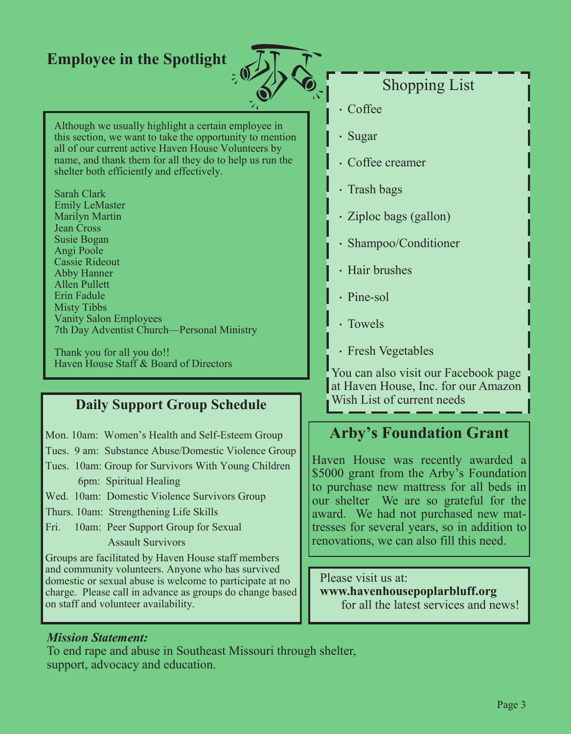## Employee in the Spotlight

Although we usually highlight a certain employee in this section, we want to take the opportunity to mention all of our current active Haven House Volunteers by name, and thank them for all they do to help us run the shelter both efficiently and effectively.

Sarah Clark
Emily LeMaster
Marilyn Martin
Jean Cross
Susie Bogan
Angi Poole
Cassie Rideout
Abby Hanner
Allen Pullett
Erin Fadule
Misty Tibbs
Vanity Salon Employees
7th Day Adventist Church—Personal Ministry

Thank you for all you do!!
Haven House Staff & Board of Directors

## Daily Support Group Schedule

Mon. 10am: Women's Health and Self-Esteem Group
Tues. 9 am: Substance Abuse/Domestic Violence Group
Tues. 10am: Group for Survivors With Young Children
6pm: Spiritual Healing
Wed. 10am: Domestic Violence Survivors Group
Thurs. 10am: Strengthening Life Skills
Fri. 10am: Peer Support Group for Sexual Assault Survivors

Groups are facilitated by Haven House staff members and community volunteers. Anyone who has survived domestic or sexual abuse is welcome to participate at no charge. Please call in advance as groups do change based on staff and volunteer availability.

## Shopping List

- Coffee
- Sugar
- Coffee creamer
- Trash bags
- Ziploc bags (gallon)
- Shampoo/Conditioner
- Hair brushes
- Pine-sol
- Towels
- Fresh Vegetables

You can also visit our Facebook page at Haven House, Inc. for our Amazon Wish List of current needs

## Arby's Foundation Grant

Haven House was recently awarded a $5000 grant from the Arby's Foundation to purchase new mattress for all beds in our shelter We are so grateful for the award. We had not purchased new mattresses for several years, so in addition to renovations, we can also fill this need.

Please visit us at:
**www.havenhousepoplarbluff.org**
for all the latest services and news!

***Mission Statement:***

To end rape and abuse in Southeast Missouri through shelter, support, advocacy and education.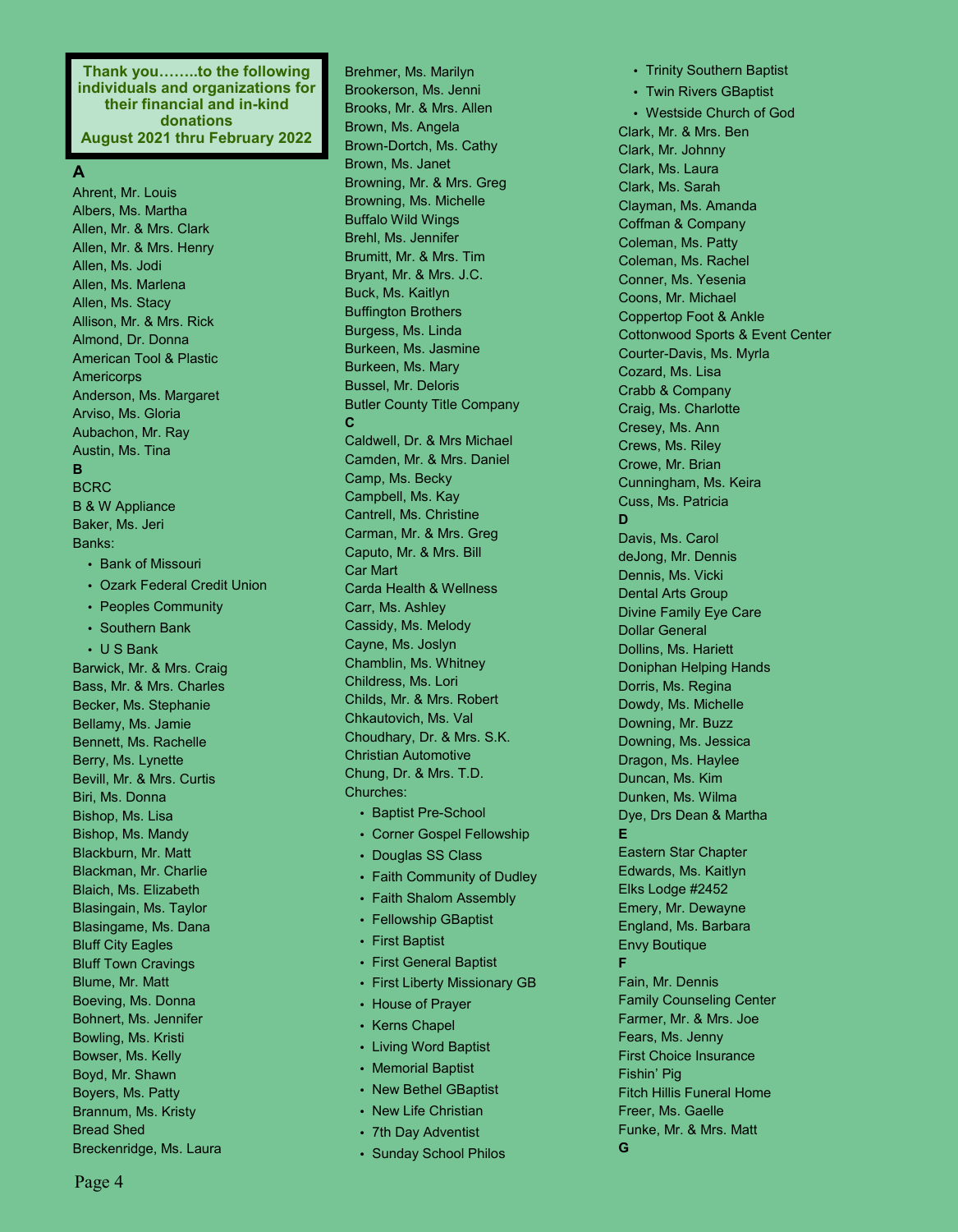**Thank you……..to the following individuals and organizations for their financial and in-kind donations August 2021 thru February 2022**

**A**

Ahrent, Mr. Louis
Albers, Ms. Martha
Allen, Mr. & Mrs. Clark
Allen, Mr. & Mrs. Henry
Allen, Ms. Jodi
Allen, Ms. Marlena
Allen, Ms. Stacy
Allison, Mr. & Mrs. Rick
Almond, Dr. Donna
American Tool & Plastic
Americorps
Anderson, Ms. Margaret
Arviso, Ms. Gloria
Aubachon, Mr. Ray
Austin, Ms. Tina

**B**

BCRC
B & W Appliance
Baker, Ms. Jeri
Banks:

- Bank of Missouri
- Ozark Federal Credit Union
- Peoples Community
- Southern Bank
- U S Bank

Barwick, Mr. & Mrs. Craig
Bass, Mr. & Mrs. Charles
Becker, Ms. Stephanie
Bellamy, Ms. Jamie
Bennett, Ms. Rachelle
Berry, Ms. Lynette
Bevill, Mr. & Mrs. Curtis
Biri, Ms. Donna
Bishop, Ms. Lisa
Bishop, Ms. Mandy
Blackburn, Mr. Matt
Blackman, Mr. Charlie
Blaich, Ms. Elizabeth
Blasingain, Ms. Taylor
Blasingame, Ms. Dana
Bluff City Eagles
Bluff Town Cravings
Blume, Mr. Matt
Boeving, Ms. Donna
Bohnert, Ms. Jennifer
Bowling, Ms. Kristi
Bowser, Ms. Kelly
Boyd, Mr. Shawn
Boyers, Ms. Patty
Brannum, Ms. Kristy
Bread Shed
Breckenridge, Ms. Laura
Brehmer, Ms. Marilyn
Brookerson, Ms. Jenni
Brooks, Mr. & Mrs. Allen
Brown, Ms. Angela
Brown-Dortch, Ms. Cathy
Brown, Ms. Janet
Browning, Mr. & Mrs. Greg
Browning, Ms. Michelle
Buffalo Wild Wings
Brehl, Ms. Jennifer
Brumitt, Mr. & Mrs. Tim
Bryant, Mr. & Mrs. J.C.
Buck, Ms. Kaitlyn
Buffington Brothers
Burgess, Ms. Linda
Burkeen, Ms. Jasmine
Burkeen, Ms. Mary
Bussel, Mr. Deloris
Butler County Title Company

**C**

Caldwell, Dr. & Mrs Michael
Camden, Mr. & Mrs. Daniel
Camp, Ms. Becky
Campbell, Ms. Kay
Cantrell, Ms. Christine
Carman, Mr. & Mrs. Greg
Caputo, Mr. & Mrs. Bill
Car Mart
Carda Health & Wellness
Carr, Ms. Ashley
Cassidy, Ms. Melody
Cayne, Ms. Joslyn
Chamblin, Ms. Whitney
Childress, Ms. Lori
Childs, Mr. & Mrs. Robert
Chkautovich, Ms. Val
Choudhary, Dr. & Mrs. S.K.
Christian Automotive
Chung, Dr. & Mrs. T.D.
Churches:

- Baptist Pre-School
- Corner Gospel Fellowship
- Douglas SS Class
- Faith Community of Dudley
- Faith Shalom Assembly
- Fellowship GBaptist
- First Baptist
- First General Baptist
- First Liberty Missionary GB
- House of Prayer
- Kerns Chapel
- Living Word Baptist
- Memorial Baptist
- New Bethel GBaptist
- New Life Christian
- 7th Day Adventist
- Sunday School Philos
- Trinity Southern Baptist
- Twin Rivers GBaptist
- Westside Church of God

Clark, Mr. & Mrs. Ben
Clark, Mr. Johnny
Clark, Ms. Laura
Clark, Ms. Sarah
Clayman, Ms. Amanda
Coffman & Company
Coleman, Ms. Patty
Coleman, Ms. Rachel
Conner, Ms. Yesenia
Coons, Mr. Michael
Coppertop Foot & Ankle
Cottonwood Sports & Event Center
Courter-Davis, Ms. Myrla
Cozard, Ms. Lisa
Crabb & Company
Craig, Ms. Charlotte
Cresey, Ms. Ann
Crews, Ms. Riley
Crowe, Mr. Brian
Cunningham, Ms. Keira
Cuss, Ms. Patricia

**D**

Davis, Ms. Carol
deJong, Mr. Dennis
Dennis, Ms. Vicki
Dental Arts Group
Divine Family Eye Care
Dollar General
Dollins, Ms. Hariett
Doniphan Helping Hands
Dorris, Ms. Regina
Dowdy, Ms. Michelle
Downing, Mr. Buzz
Downing, Ms. Jessica
Dragon, Ms. Haylee
Duncan, Ms. Kim
Dunken, Ms. Wilma
Dye, Drs Dean & Martha

**E**

Eastern Star Chapter
Edwards, Ms. Kaitlyn
Elks Lodge #2452
Emery, Mr. Dewayne
England, Ms. Barbara
Envy Boutique

**F**

Fain, Mr. Dennis
Family Counseling Center
Farmer, Mr. & Mrs. Joe
Fears, Ms. Jenny
First Choice Insurance
Fishin' Pig
Fitch Hillis Funeral Home
Freer, Ms. Gaelle
Funke, Mr. & Mrs. Matt

**G**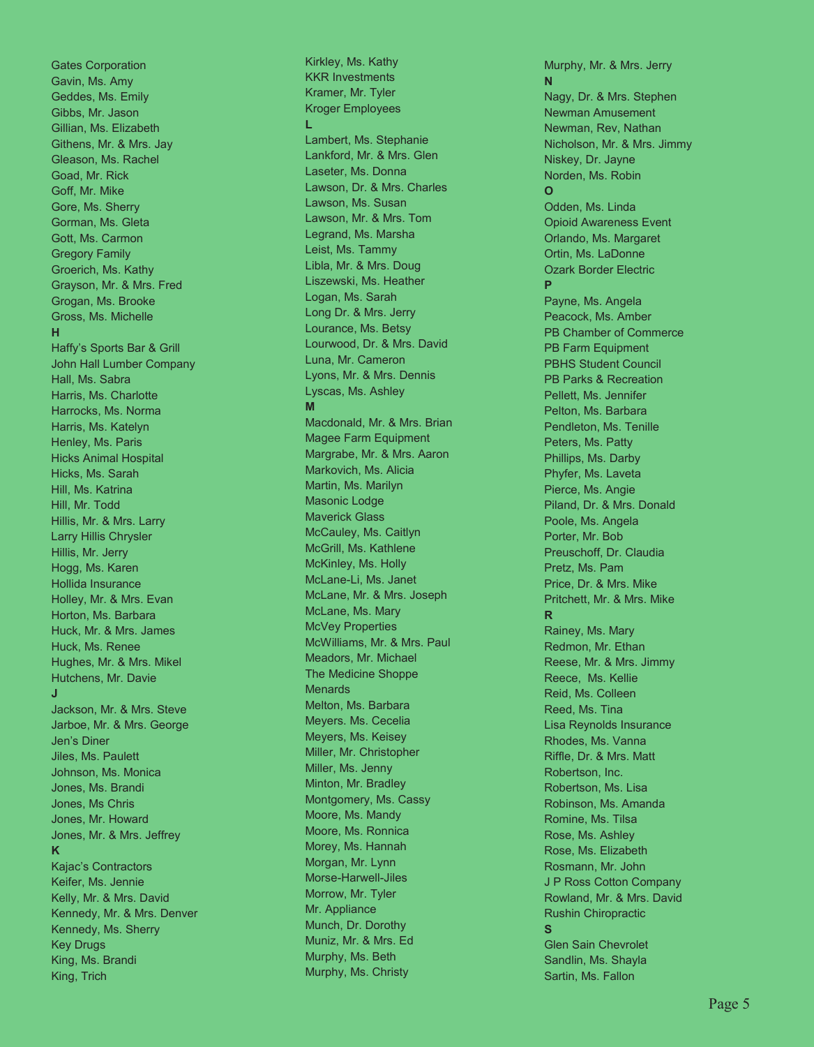Gates Corporation
Gavin, Ms. Amy
Geddes, Ms. Emily
Gibbs, Mr. Jason
Gillian, Ms. Elizabeth
Githens, Mr. & Mrs. Jay
Gleason, Ms. Rachel
Goad, Mr. Rick
Goff, Mr. Mike
Gore, Ms. Sherry
Gorman, Ms. Gleta
Gott, Ms. Carmon
Gregory Family
Groerich, Ms. Kathy
Grayson, Mr. & Mrs. Fred
Grogan, Ms. Brooke
Gross, Ms. Michelle

**H**

Haffy's Sports Bar & Grill
John Hall Lumber Company
Hall, Ms. Sabra
Harris, Ms. Charlotte
Harrocks, Ms. Norma
Harris, Ms. Katelyn
Henley, Ms. Paris
Hicks Animal Hospital
Hicks, Ms. Sarah
Hill, Ms. Katrina
Hill, Mr. Todd
Hillis, Mr. & Mrs. Larry
Larry Hillis Chrysler
Hillis, Mr. Jerry
Hogg, Ms. Karen
Hollida Insurance
Holley, Mr. & Mrs. Evan
Horton, Ms. Barbara
Huck, Mr. & Mrs. James
Huck, Ms. Renee
Hughes, Mr. & Mrs. Mikel
Hutchens, Mr. Davie

**J**

Jackson, Mr. & Mrs. Steve
Jarboe, Mr. & Mrs. George
Jen's Diner
Jiles, Ms. Paulett
Johnson, Ms. Monica
Jones, Ms. Brandi
Jones, Ms Chris
Jones, Mr. Howard
Jones, Mr. & Mrs. Jeffrey

**K**

Kajac's Contractors
Keifer, Ms. Jennie
Kelly, Mr. & Mrs. David
Kennedy, Mr. & Mrs. Denver
Kennedy, Ms. Sherry
Key Drugs
King, Ms. Brandi
King, Trich
Kirkley, Ms. Kathy
KKR Investments
Kramer, Mr. Tyler
Kroger Employees

**L**

Lambert, Ms. Stephanie
Lankford, Mr. & Mrs. Glen
Laseter, Ms. Donna
Lawson, Dr. & Mrs. Charles
Lawson, Ms. Susan
Lawson, Mr. & Mrs. Tom
Legrand, Ms. Marsha
Leist, Ms. Tammy
Libla, Mr. & Mrs. Doug
Liszewski, Ms. Heather
Logan, Ms. Sarah
Long Dr. & Mrs. Jerry
Lourance, Ms. Betsy
Lourwood, Dr. & Mrs. David
Luna, Mr. Cameron
Lyons, Mr. & Mrs. Dennis
Lyscas, Ms. Ashley

**M**

Macdonald, Mr. & Mrs. Brian
Magee Farm Equipment
Margrabe, Mr. & Mrs. Aaron
Markovich, Ms. Alicia
Martin, Ms. Marilyn
Masonic Lodge
Maverick Glass
McCauley, Ms. Caitlyn
McGrill, Ms. Kathlene
McKinley, Ms. Holly
McLane-Li, Ms. Janet
McLane, Mr. & Mrs. Joseph
McLane, Ms. Mary
McVey Properties
McWilliams, Mr. & Mrs. Paul
Meadors, Mr. Michael
The Medicine Shoppe
Menards
Melton, Ms. Barbara
Meyers. Ms. Cecelia
Meyers, Ms. Keisey
Miller, Mr. Christopher
Miller, Ms. Jenny
Minton, Mr. Bradley
Montgomery, Ms. Cassy
Moore, Ms. Mandy
Moore, Ms. Ronnica
Morey, Ms. Hannah
Morgan, Mr. Lynn
Morse-Harwell-Jiles
Morrow, Mr. Tyler
Mr. Appliance
Munch, Dr. Dorothy
Muniz, Mr. & Mrs. Ed
Murphy, Ms. Beth
Murphy, Ms. Christy
Murphy, Mr. & Mrs. Jerry

**N**

Nagy, Dr. & Mrs. Stephen
Newman Amusement
Newman, Rev, Nathan
Nicholson, Mr. & Mrs. Jimmy
Niskey, Dr. Jayne
Norden, Ms. Robin

**O**

Odden, Ms. Linda
Opioid Awareness Event
Orlando, Ms. Margaret
Ortin, Ms. LaDonne
Ozark Border Electric

**P**

Payne, Ms. Angela
Peacock, Ms. Amber
PB Chamber of Commerce
PB Farm Equipment
PBHS Student Council
PB Parks & Recreation
Pellett, Ms. Jennifer
Pelton, Ms. Barbara
Pendleton, Ms. Tenille
Peters, Ms. Patty
Phillips, Ms. Darby
Phyfer, Ms. Laveta
Pierce, Ms. Angie
Piland, Dr. & Mrs. Donald
Poole, Ms. Angela
Porter, Mr. Bob
Preuschoff, Dr. Claudia
Pretz, Ms. Pam
Price, Dr. & Mrs. Mike
Pritchett, Mr. & Mrs. Mike

**R**

Rainey, Ms. Mary
Redmon, Mr. Ethan
Reese, Mr. & Mrs. Jimmy
Reece, Ms. Kellie
Reid, Ms. Colleen
Reed, Ms. Tina
Lisa Reynolds Insurance
Rhodes, Ms. Vanna
Riffle, Dr. & Mrs. Matt
Robertson, Inc.
Robertson, Ms. Lisa
Robinson, Ms. Amanda
Romine, Ms. Tilsa
Rose, Ms. Ashley
Rose, Ms. Elizabeth
Rosmann, Mr. John
J P Ross Cotton Company
Rowland, Mr. & Mrs. David
Rushin Chiropractic

**S**

Glen Sain Chevrolet
Sandlin, Ms. Shayla
Sartin, Ms. Fallon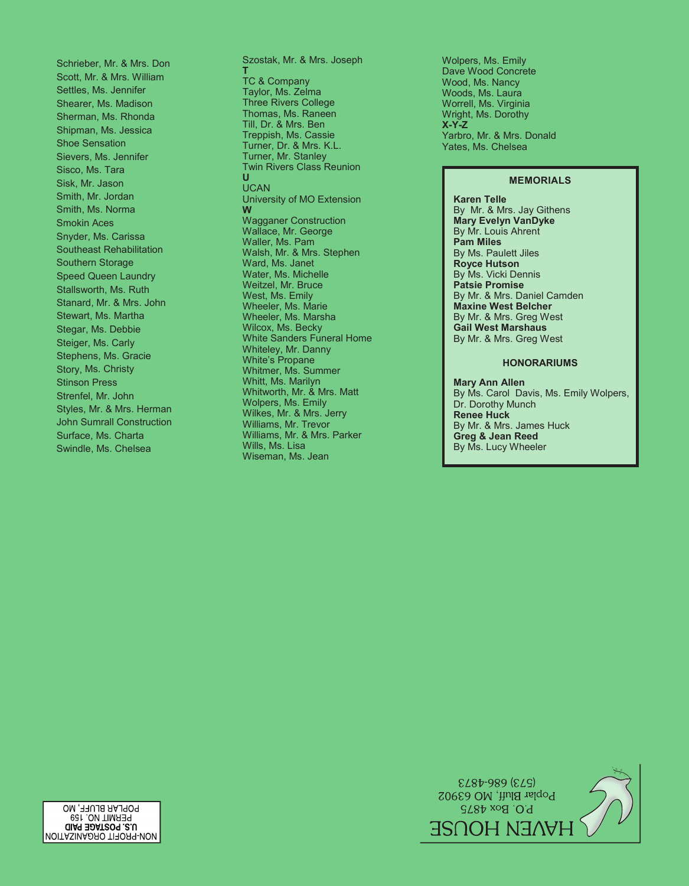Schrieber, Mr. & Mrs. Don
Scott, Mr. & Mrs. William
Settles, Ms. Jennifer
Shearer, Ms. Madison
Sherman, Ms. Rhonda
Shipman, Ms. Jessica
Shoe Sensation
Sievers, Ms. Jennifer
Sisco, Ms. Tara
Sisk, Mr. Jason
Smith, Mr. Jordan
Smith, Ms. Norma
Smokin Aces
Snyder, Ms. Carissa
Southeast Rehabilitation
Southern Storage
Speed Queen Laundry
Stallsworth, Ms. Ruth
Stanard, Mr. & Mrs. John
Stewart, Ms. Martha
Stegar, Ms. Debbie
Steiger, Ms. Carly
Stephens, Ms. Gracie
Story, Ms. Christy
Stinson Press
Strenfel, Mr. John
Styles, Mr. & Mrs. Herman
John Sumrall Construction
Surface, Ms. Charta
Swindle, Ms. Chelsea
Szostak, Mr. & Mrs. Joseph

**T**

TC & Company
Taylor, Ms. Zelma
Three Rivers College
Thomas, Ms. Raneen
Till, Dr. & Mrs. Ben
Treppish, Ms. Cassie
Turner, Dr. & Mrs. K.L.
Turner, Mr. Stanley
Twin Rivers Class Reunion

**U**

UCAN
University of MO Extension

**W**

Wagganer Construction
Wallace, Mr. George
Waller, Ms. Pam
Walsh, Mr. & Mrs. Stephen
Ward, Ms. Janet
Water, Ms. Michelle
Weitzel, Mr. Bruce
West, Ms. Emily
Wheeler, Ms. Marie
Wheeler, Ms. Marsha
Wilcox, Ms. Becky
White Sanders Funeral Home
Whiteley, Mr. Danny
White's Propane
Whitmer, Ms. Summer
Whitt, Ms. Marilyn
Whitworth, Mr. & Mrs. Matt
Wolpers, Ms. Emily
Wilkes, Mr. & Mrs. Jerry
Williams, Mr. Trevor
Williams, Mr. & Mrs. Parker
Wills, Ms. Lisa
Wiseman, Ms. Jean
Wolpers, Ms. Emily
Dave Wood Concrete
Wood, Ms. Nancy
Woods, Ms. Laura
Worrell, Ms. Virginia
Wright, Ms. Dorothy

**X-Y-Z**

Yarbro, Mr. & Mrs. Donald
Yates, Ms. Chelsea

## MEMORIALS

**Karen Telle**
By Mr. & Mrs. Jay Githens
**Mary Evelyn VanDyke**
By Mr. Louis Ahrent
**Pam Miles**
By Ms. Paulett Jiles
**Royce Hutson**
By Ms. Vicki Dennis
**Patsie Promise**
By Mr. & Mrs. Daniel Camden
**Maxine West Belcher**
By Mr. & Mrs. Greg West
**Gail West Marshaus**
By Mr. & Mrs. Greg West

## HONORARIUMS

**Mary Ann Allen**
By Ms. Carol Davis, Ms. Emily Wolpers, Dr. Dorothy Munch
**Renee Huck**
By Mr. & Mrs. James Huck
**Greg & Jean Reed**
By Ms. Lucy Wheeler

HAVEN HOUSE
P.O. Box 4875
Poplar Bluff, MO 63902
(573) 686-4873

NON-PROFIT ORGANIZATION
**U.S. POSTAGE PAID**
PERMIT NO. 159
POPLAR BLUFF, MO